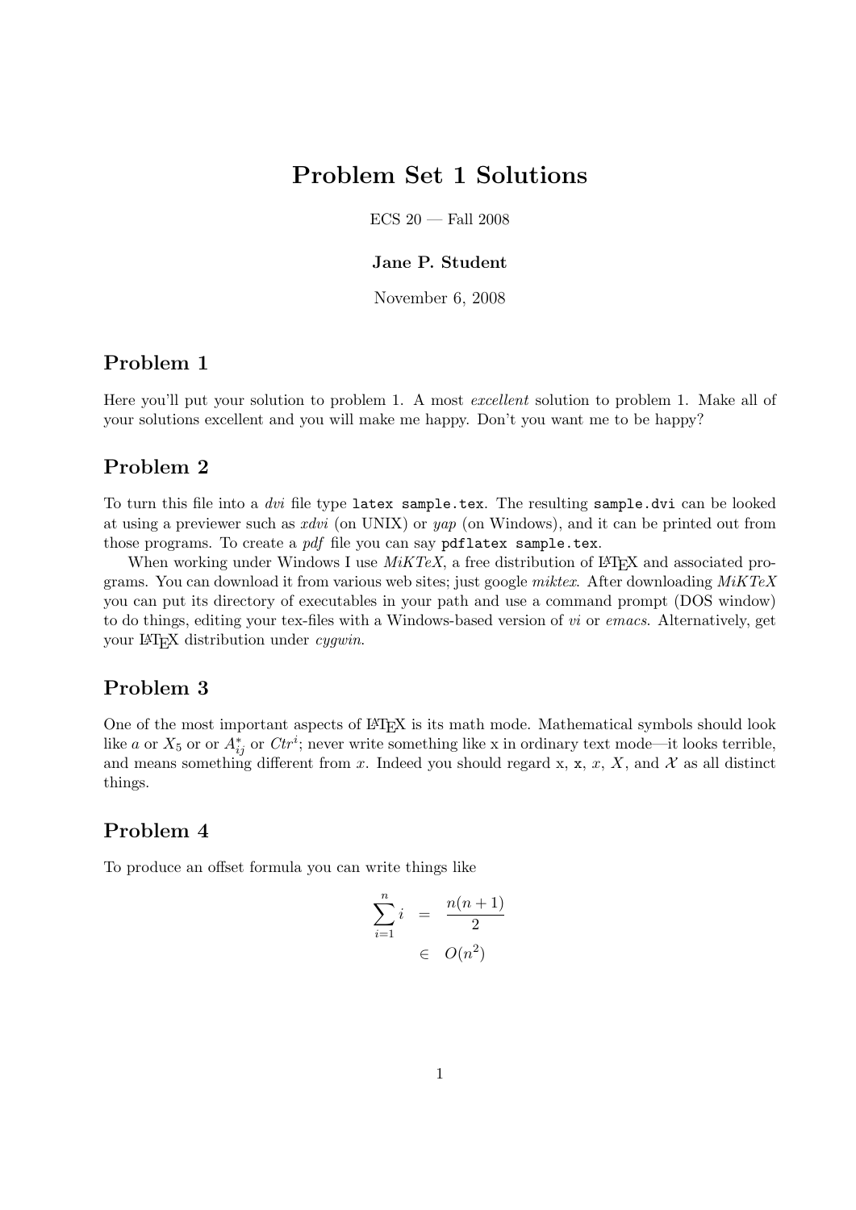# Problem Set 1 Solutions

ECS 20 — Fall 2008

**Jane P. Student**

November 6, 2008

## Problem 1

Here you'll put your solution to problem 1. A most *excellent* solution to problem 1. Make all of your solutions excellent and you will make me happy. Don't you want me to be happy?

## Problem 2

To turn this file into a *dvi* file type `latex sample.tex`. The resulting `sample.dvi` can be looked at using a previewer such as *xdvi* (on UNIX) or *yap* (on Windows), and it can be printed out from those programs. To create a *pdf* file you can say `pdflatex sample.tex`.

When working under Windows I use *MiKTeX*, a free distribution of LaTeX and associated programs. You can download it from various web sites; just google *miktex*. After downloading *MiKTeX* you can put its directory of executables in your path and use a command prompt (DOS window) to do things, editing your tex-files with a Windows-based version of *vi* or *emacs*. Alternatively, get your LaTeX distribution under *cygwin*.

## Problem 3

One of the most important aspects of LaTeX is its math mode. Mathematical symbols should look like $a$ or $X_5$ or or $A^*_{ij}$ or $Ctr^i$; never write something like x in ordinary text mode—it looks terrible, and means something different from $x$. Indeed you should regard x, `x`, *x*, $X$, and $\mathcal{X}$ as all distinct things.

## Problem 4

To produce an offset formula you can write things like

$$
\begin{aligned}
\sum_{i=1}^{n} i &= \frac{n(n+1)}{2} \\
&\in O(n^2)
\end{aligned}
$$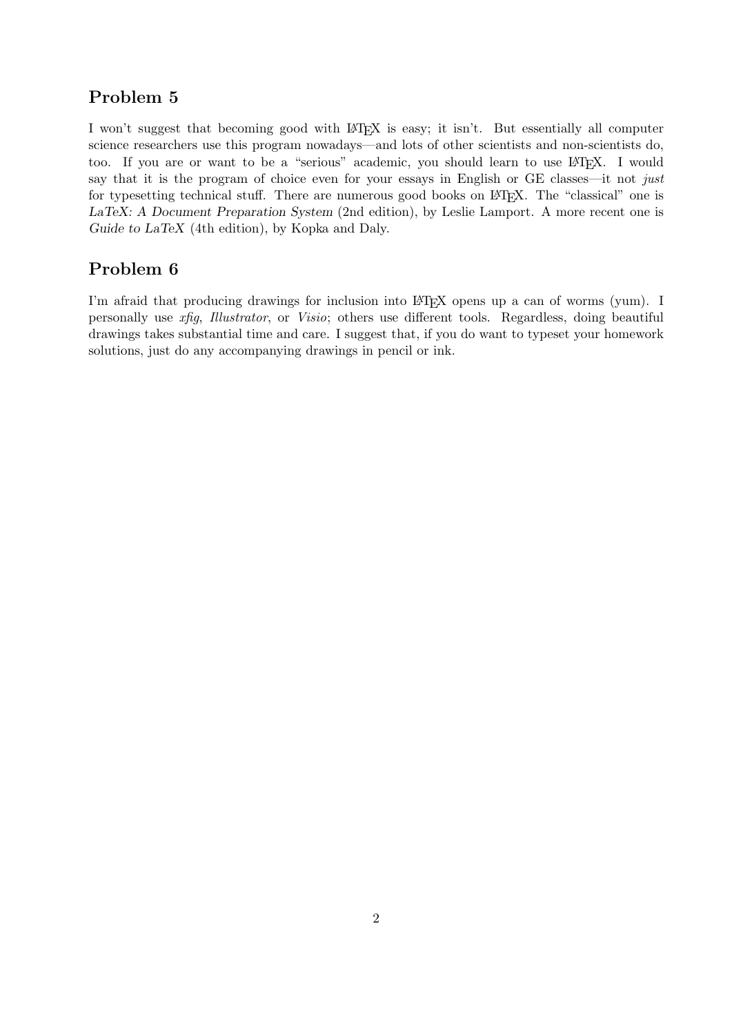## Problem 5

I won't suggest that becoming good with LaTeX is easy; it isn't. But essentially all computer science researchers use this program nowadays—and lots of other scientists and non-scientists do, too. If you are or want to be a "serious" academic, you should learn to use LaTeX. I would say that it is the program of choice even for your essays in English or GE classes—it not *just* for typesetting technical stuff. There are numerous good books on LaTeX. The "classical" one is *LaTeX: A Document Preparation System* (2nd edition), by Leslie Lamport. A more recent one is *Guide to LaTeX* (4th edition), by Kopka and Daly.

## Problem 6

I'm afraid that producing drawings for inclusion into LaTeX opens up a can of worms (yum). I personally use *xfig*, *Illustrator*, or *Visio*; others use different tools. Regardless, doing beautiful drawings takes substantial time and care. I suggest that, if you do want to typeset your homework solutions, just do any accompanying drawings in pencil or ink.